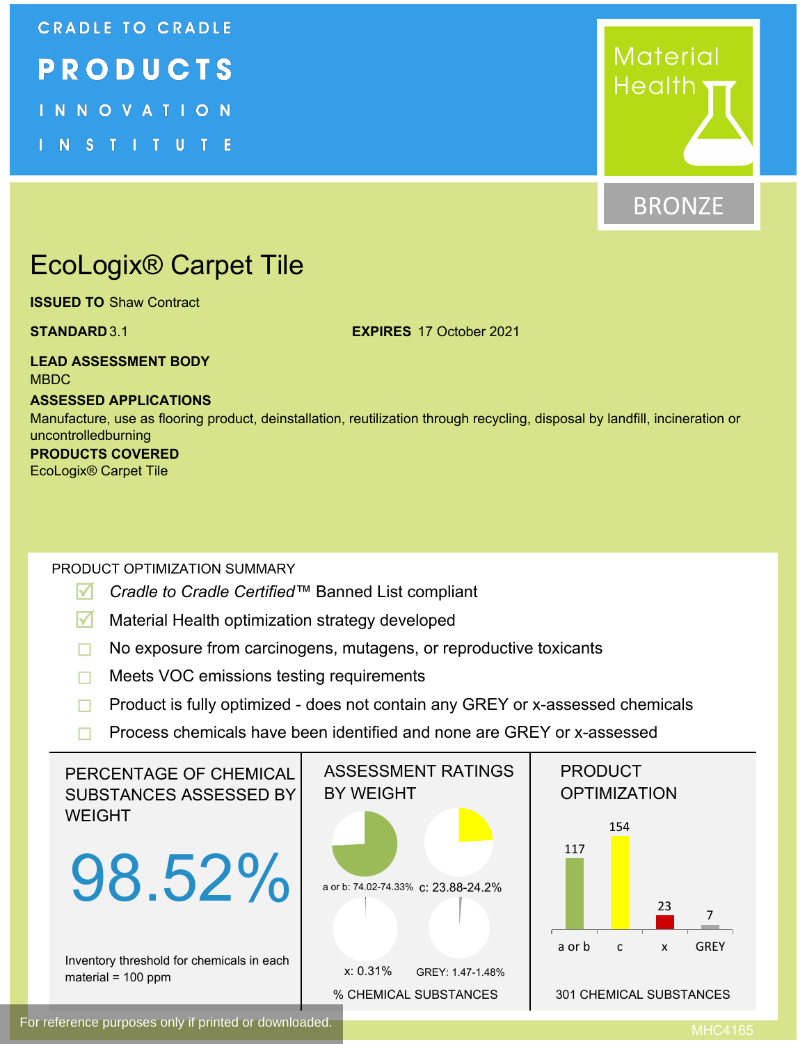CRADLE TO CRADLE

PRODUCTS

INNOVATION

INSTITUTE

Material Health

BRONZE

# EcoLogix® Carpet Tile

**ISSUED TO** Shaw Contract

**STANDARD** 3.1

**EXPIRES** 17 October 2021

**LEAD ASSESSMENT BODY**
MBDC

**ASSESSED APPLICATIONS**
Manufacture, use as flooring product, deinstallation, reutilization through recycling, disposal by landfill, incineration or uncontrolledburning

**PRODUCTS COVERED**
EcoLogix® Carpet Tile

## PRODUCT OPTIMIZATION SUMMARY

- [x] *Cradle to Cradle Certified*™ Banned List compliant
- [x] Material Health optimization strategy developed
- [ ] No exposure from carcinogens, mutagens, or reproductive toxicants
- [ ] Meets VOC emissions testing requirements
- [ ] Product is fully optimized - does not contain any GREY or x-assessed chemicals
- [ ] Process chemicals have been identified and none are GREY or x-assessed

## PERCENTAGE OF CHEMICAL SUBSTANCES ASSESSED BY WEIGHT

98.52%

Inventory threshold for chemicals in each material = 100 ppm

## ASSESSMENT RATINGS BY WEIGHT

| Rating | % Chemical Substances |
|---|---|
| a or b | 74.02-74.33% |
| c | 23.88-24.2% |
| x | 0.31% |
| GREY | 1.47-1.48% |

% CHEMICAL SUBSTANCES

## PRODUCT OPTIMIZATION

| a or b | c | x | GREY |
|---|---|---|---|
| 117 | 154 | 23 | 7 |

301 CHEMICAL SUBSTANCES

For reference purposes only if printed or downloaded.

MHC4165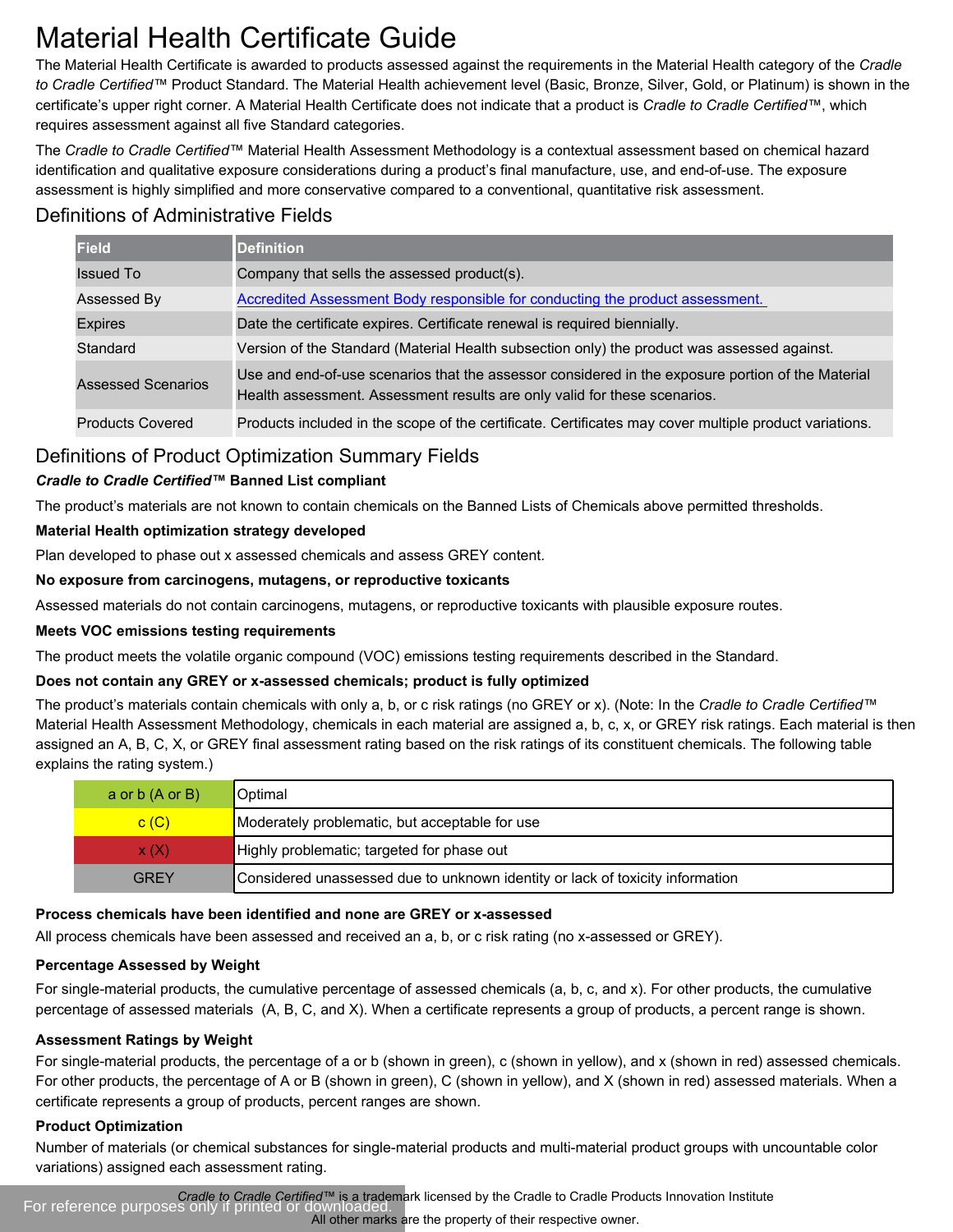# Material Health Certificate Guide

The Material Health Certificate is awarded to products assessed against the requirements in the Material Health category of the *Cradle to Cradle Certified*™ Product Standard. The Material Health achievement level (Basic, Bronze, Silver, Gold, or Platinum) is shown in the certificate's upper right corner. A Material Health Certificate does not indicate that a product is *Cradle to Cradle Certified*™, which requires assessment against all five Standard categories.

The *Cradle to Cradle Certified*™ Material Health Assessment Methodology is a contextual assessment based on chemical hazard identification and qualitative exposure considerations during a product's final manufacture, use, and end-of-use. The exposure assessment is highly simplified and more conservative compared to a conventional, quantitative risk assessment.

## Definitions of Administrative Fields

| Field | Definition |
|---|---|
| Issued To | Company that sells the assessed product(s). |
| Assessed By | Accredited Assessment Body responsible for conducting the product assessment. |
| Expires | Date the certificate expires. Certificate renewal is required biennially. |
| Standard | Version of the Standard (Material Health subsection only) the product was assessed against. |
| Assessed Scenarios | Use and end-of-use scenarios that the assessor considered in the exposure portion of the Material Health assessment. Assessment results are only valid for these scenarios. |
| Products Covered | Products included in the scope of the certificate. Certificates may cover multiple product variations. |

## Definitions of Product Optimization Summary Fields

***Cradle to Cradle Certified*™ Banned List compliant**

The product's materials are not known to contain chemicals on the Banned Lists of Chemicals above permitted thresholds.

**Material Health optimization strategy developed**

Plan developed to phase out x assessed chemicals and assess GREY content.

**No exposure from carcinogens, mutagens, or reproductive toxicants**

Assessed materials do not contain carcinogens, mutagens, or reproductive toxicants with plausible exposure routes.

**Meets VOC emissions testing requirements**

The product meets the volatile organic compound (VOC) emissions testing requirements described in the Standard.

**Does not contain any GREY or x-assessed chemicals; product is fully optimized**

The product's materials contain chemicals with only a, b, or c risk ratings (no GREY or x). (Note: In the *Cradle to Cradle Certified*™ Material Health Assessment Methodology, chemicals in each material are assigned a, b, c, x, or GREY risk ratings. Each material is then assigned an A, B, C, X, or GREY final assessment rating based on the risk ratings of its constituent chemicals. The following table explains the rating system.)

| | |
|---|---|
| a or b (A or B) | Optimal |
| c (C) | Moderately problematic, but acceptable for use |
| x (X) | Highly problematic; targeted for phase out |
| GREY | Considered unassessed due to unknown identity or lack of toxicity information |

**Process chemicals have been identified and none are GREY or x-assessed**

All process chemicals have been assessed and received an a, b, or c risk rating (no x-assessed or GREY).

**Percentage Assessed by Weight**

For single-material products, the cumulative percentage of assessed chemicals (a, b, c, and x). For other products, the cumulative percentage of assessed materials (A, B, C, and X). When a certificate represents a group of products, a percent range is shown.

**Assessment Ratings by Weight**

For single-material products, the percentage of a or b (shown in green), c (shown in yellow), and x (shown in red) assessed chemicals. For other products, the percentage of A or B (shown in green), C (shown in yellow), and X (shown in red) assessed materials. When a certificate represents a group of products, percent ranges are shown.

**Product Optimization**

Number of materials (or chemical substances for single-material products and multi-material product groups with uncountable color variations) assigned each assessment rating.

*Cradle to Cradle Certified*™ is a trademark licensed by the Cradle to Cradle Products Innovation Institute

All other marks are the property of their respective owner.

For reference purposes only if printed or downloaded.